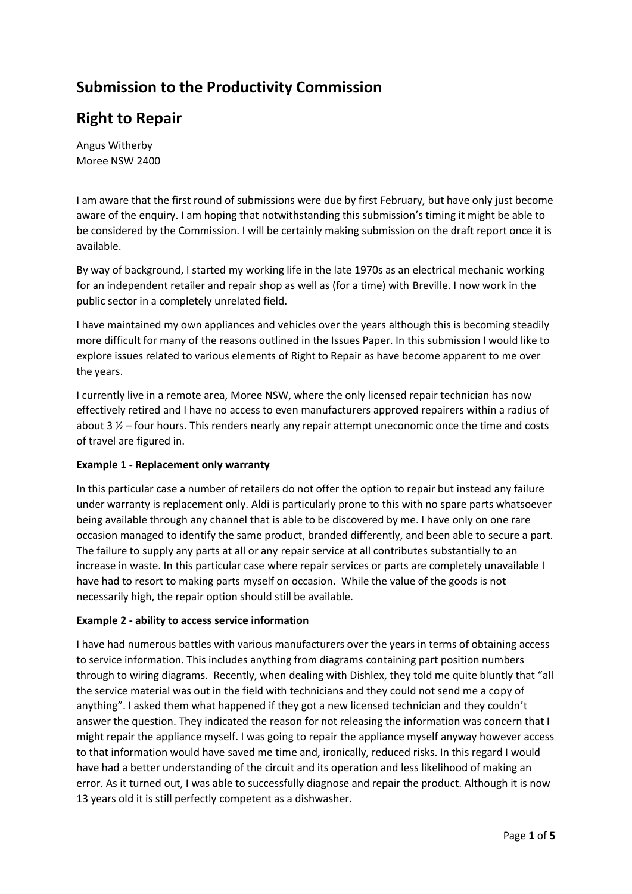# Submission to the Productivity Commission

# Right to Repair

Angus Witherby
Moree NSW 2400

I am aware that the first round of submissions were due by first February, but have only just become aware of the enquiry. I am hoping that notwithstanding this submission's timing it might be able to be considered by the Commission. I will be certainly making submission on the draft report once it is available.

By way of background, I started my working life in the late 1970s as an electrical mechanic working for an independent retailer and repair shop as well as (for a time) with Breville. I now work in the public sector in a completely unrelated field.

I have maintained my own appliances and vehicles over the years although this is becoming steadily more difficult for many of the reasons outlined in the Issues Paper. In this submission I would like to explore issues related to various elements of Right to Repair as have become apparent to me over the years.

I currently live in a remote area, Moree NSW, where the only licensed repair technician has now effectively retired and I have no access to even manufacturers approved repairers within a radius of about 3 ½ – four hours. This renders nearly any repair attempt uneconomic once the time and costs of travel are figured in.

**Example 1 - Replacement only warranty**

In this particular case a number of retailers do not offer the option to repair but instead any failure under warranty is replacement only. Aldi is particularly prone to this with no spare parts whatsoever being available through any channel that is able to be discovered by me. I have only on one rare occasion managed to identify the same product, branded differently, and been able to secure a part. The failure to supply any parts at all or any repair service at all contributes substantially to an increase in waste. In this particular case where repair services or parts are completely unavailable I have had to resort to making parts myself on occasion. While the value of the goods is not necessarily high, the repair option should still be available.

**Example 2 - ability to access service information**

I have had numerous battles with various manufacturers over the years in terms of obtaining access to service information. This includes anything from diagrams containing part position numbers through to wiring diagrams. Recently, when dealing with Dishlex, they told me quite bluntly that "all the service material was out in the field with technicians and they could not send me a copy of anything". I asked them what happened if they got a new licensed technician and they couldn't answer the question. They indicated the reason for not releasing the information was concern that I might repair the appliance myself. I was going to repair the appliance myself anyway however access to that information would have saved me time and, ironically, reduced risks. In this regard I would have had a better understanding of the circuit and its operation and less likelihood of making an error. As it turned out, I was able to successfully diagnose and repair the product. Although it is now 13 years old it is still perfectly competent as a dishwasher.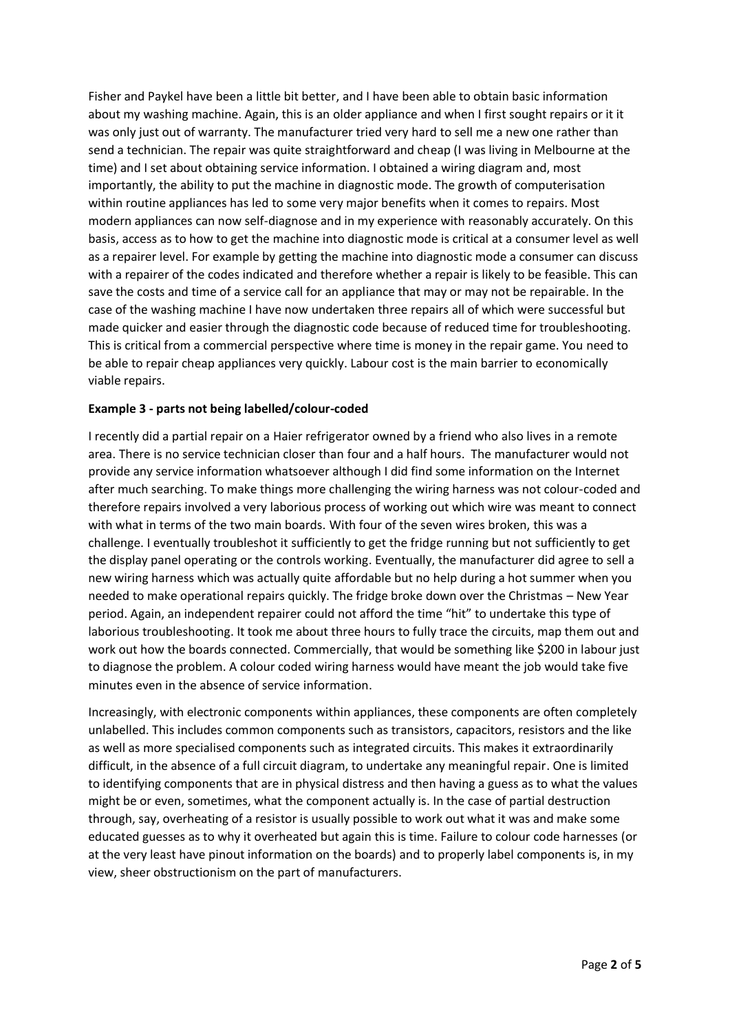Fisher and Paykel have been a little bit better, and I have been able to obtain basic information about my washing machine. Again, this is an older appliance and when I first sought repairs or it it was only just out of warranty. The manufacturer tried very hard to sell me a new one rather than send a technician. The repair was quite straightforward and cheap (I was living in Melbourne at the time) and I set about obtaining service information. I obtained a wiring diagram and, most importantly, the ability to put the machine in diagnostic mode. The growth of computerisation within routine appliances has led to some very major benefits when it comes to repairs. Most modern appliances can now self-diagnose and in my experience with reasonably accurately. On this basis, access as to how to get the machine into diagnostic mode is critical at a consumer level as well as a repairer level. For example by getting the machine into diagnostic mode a consumer can discuss with a repairer of the codes indicated and therefore whether a repair is likely to be feasible. This can save the costs and time of a service call for an appliance that may or may not be repairable. In the case of the washing machine I have now undertaken three repairs all of which were successful but made quicker and easier through the diagnostic code because of reduced time for troubleshooting. This is critical from a commercial perspective where time is money in the repair game. You need to be able to repair cheap appliances very quickly. Labour cost is the main barrier to economically viable repairs.

**Example 3 - parts not being labelled/colour-coded**

I recently did a partial repair on a Haier refrigerator owned by a friend who also lives in a remote area. There is no service technician closer than four and a half hours. The manufacturer would not provide any service information whatsoever although I did find some information on the Internet after much searching. To make things more challenging the wiring harness was not colour-coded and therefore repairs involved a very laborious process of working out which wire was meant to connect with what in terms of the two main boards. With four of the seven wires broken, this was a challenge. I eventually troubleshot it sufficiently to get the fridge running but not sufficiently to get the display panel operating or the controls working. Eventually, the manufacturer did agree to sell a new wiring harness which was actually quite affordable but no help during a hot summer when you needed to make operational repairs quickly. The fridge broke down over the Christmas – New Year period. Again, an independent repairer could not afford the time "hit" to undertake this type of laborious troubleshooting. It took me about three hours to fully trace the circuits, map them out and work out how the boards connected. Commercially, that would be something like $200 in labour just to diagnose the problem. A colour coded wiring harness would have meant the job would take five minutes even in the absence of service information.

Increasingly, with electronic components within appliances, these components are often completely unlabelled. This includes common components such as transistors, capacitors, resistors and the like as well as more specialised components such as integrated circuits. This makes it extraordinarily difficult, in the absence of a full circuit diagram, to undertake any meaningful repair. One is limited to identifying components that are in physical distress and then having a guess as to what the values might be or even, sometimes, what the component actually is. In the case of partial destruction through, say, overheating of a resistor is usually possible to work out what it was and make some educated guesses as to why it overheated but again this is time. Failure to colour code harnesses (or at the very least have pinout information on the boards) and to properly label components is, in my view, sheer obstructionism on the part of manufacturers.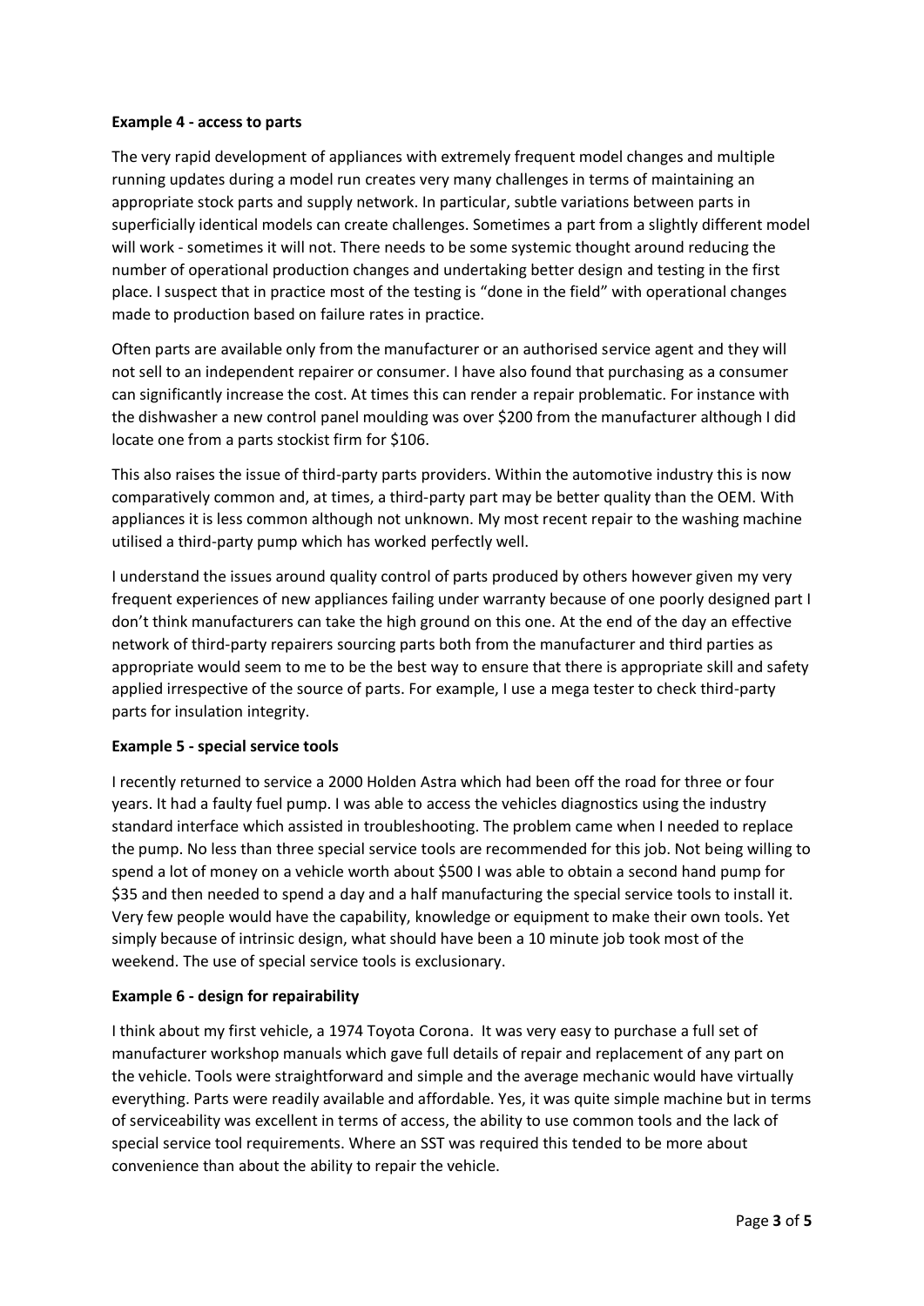**Example 4 - access to parts**

The very rapid development of appliances with extremely frequent model changes and multiple running updates during a model run creates very many challenges in terms of maintaining an appropriate stock parts and supply network. In particular, subtle variations between parts in superficially identical models can create challenges. Sometimes a part from a slightly different model will work - sometimes it will not. There needs to be some systemic thought around reducing the number of operational production changes and undertaking better design and testing in the first place. I suspect that in practice most of the testing is "done in the field" with operational changes made to production based on failure rates in practice.

Often parts are available only from the manufacturer or an authorised service agent and they will not sell to an independent repairer or consumer. I have also found that purchasing as a consumer can significantly increase the cost. At times this can render a repair problematic. For instance with the dishwasher a new control panel moulding was over $200 from the manufacturer although I did locate one from a parts stockist firm for $106.

This also raises the issue of third-party parts providers. Within the automotive industry this is now comparatively common and, at times, a third-party part may be better quality than the OEM. With appliances it is less common although not unknown. My most recent repair to the washing machine utilised a third-party pump which has worked perfectly well.

I understand the issues around quality control of parts produced by others however given my very frequent experiences of new appliances failing under warranty because of one poorly designed part I don't think manufacturers can take the high ground on this one. At the end of the day an effective network of third-party repairers sourcing parts both from the manufacturer and third parties as appropriate would seem to me to be the best way to ensure that there is appropriate skill and safety applied irrespective of the source of parts. For example, I use a mega tester to check third-party parts for insulation integrity.

**Example 5 - special service tools**

I recently returned to service a 2000 Holden Astra which had been off the road for three or four years. It had a faulty fuel pump. I was able to access the vehicles diagnostics using the industry standard interface which assisted in troubleshooting. The problem came when I needed to replace the pump. No less than three special service tools are recommended for this job. Not being willing to spend a lot of money on a vehicle worth about $500 I was able to obtain a second hand pump for $35 and then needed to spend a day and a half manufacturing the special service tools to install it. Very few people would have the capability, knowledge or equipment to make their own tools. Yet simply because of intrinsic design, what should have been a 10 minute job took most of the weekend. The use of special service tools is exclusionary.

**Example 6 - design for repairability**

I think about my first vehicle, a 1974 Toyota Corona. It was very easy to purchase a full set of manufacturer workshop manuals which gave full details of repair and replacement of any part on the vehicle. Tools were straightforward and simple and the average mechanic would have virtually everything. Parts were readily available and affordable. Yes, it was quite simple machine but in terms of serviceability was excellent in terms of access, the ability to use common tools and the lack of special service tool requirements. Where an SST was required this tended to be more about convenience than about the ability to repair the vehicle.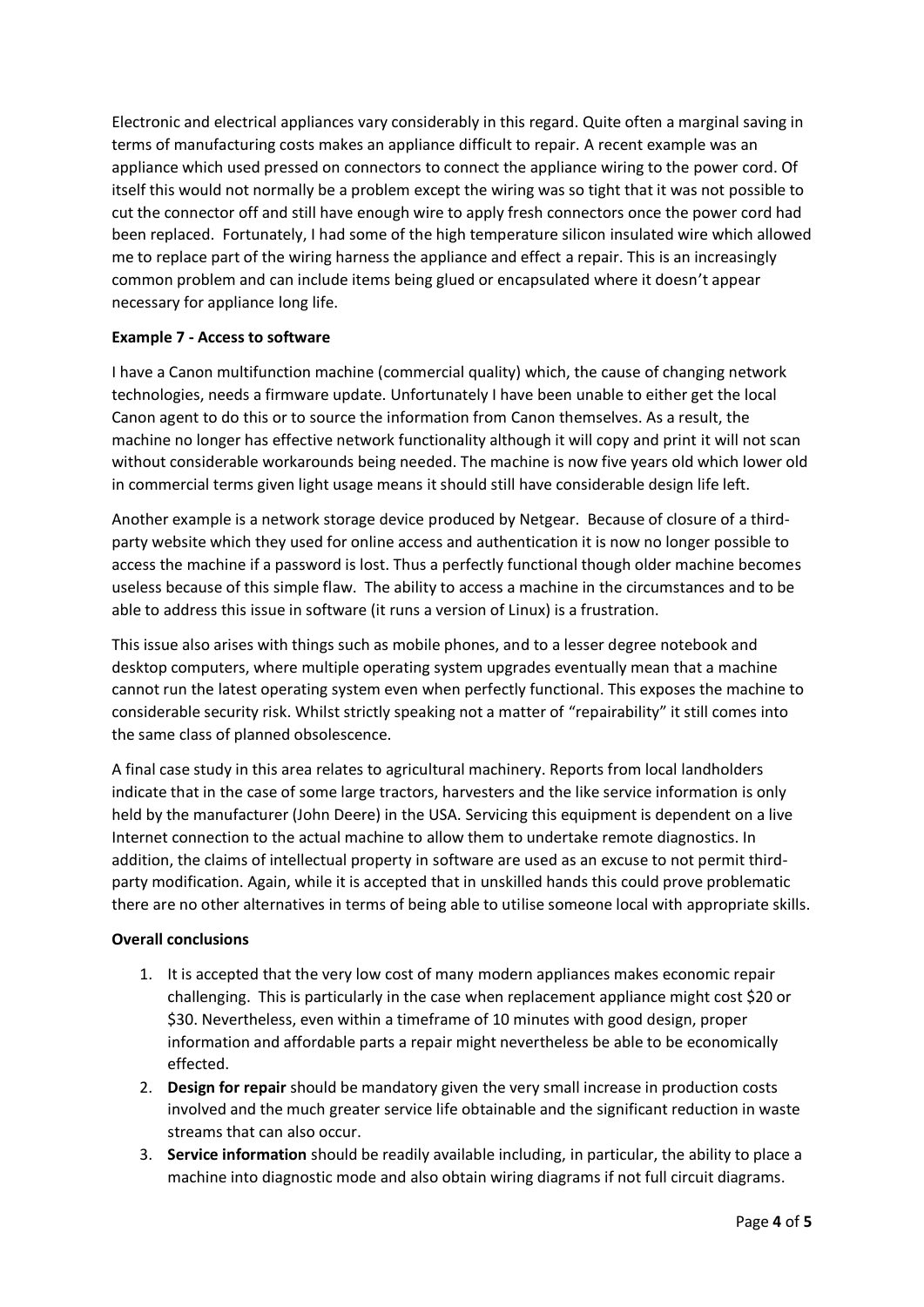Electronic and electrical appliances vary considerably in this regard. Quite often a marginal saving in terms of manufacturing costs makes an appliance difficult to repair. A recent example was an appliance which used pressed on connectors to connect the appliance wiring to the power cord. Of itself this would not normally be a problem except the wiring was so tight that it was not possible to cut the connector off and still have enough wire to apply fresh connectors once the power cord had been replaced. Fortunately, I had some of the high temperature silicon insulated wire which allowed me to replace part of the wiring harness the appliance and effect a repair. This is an increasingly common problem and can include items being glued or encapsulated where it doesn't appear necessary for appliance long life.

**Example 7 - Access to software**

I have a Canon multifunction machine (commercial quality) which, the cause of changing network technologies, needs a firmware update. Unfortunately I have been unable to either get the local Canon agent to do this or to source the information from Canon themselves. As a result, the machine no longer has effective network functionality although it will copy and print it will not scan without considerable workarounds being needed. The machine is now five years old which lower old in commercial terms given light usage means it should still have considerable design life left.

Another example is a network storage device produced by Netgear. Because of closure of a third-party website which they used for online access and authentication it is now no longer possible to access the machine if a password is lost. Thus a perfectly functional though older machine becomes useless because of this simple flaw. The ability to access a machine in the circumstances and to be able to address this issue in software (it runs a version of Linux) is a frustration.

This issue also arises with things such as mobile phones, and to a lesser degree notebook and desktop computers, where multiple operating system upgrades eventually mean that a machine cannot run the latest operating system even when perfectly functional. This exposes the machine to considerable security risk. Whilst strictly speaking not a matter of "repairability" it still comes into the same class of planned obsolescence.

A final case study in this area relates to agricultural machinery. Reports from local landholders indicate that in the case of some large tractors, harvesters and the like service information is only held by the manufacturer (John Deere) in the USA. Servicing this equipment is dependent on a live Internet connection to the actual machine to allow them to undertake remote diagnostics. In addition, the claims of intellectual property in software are used as an excuse to not permit third-party modification. Again, while it is accepted that in unskilled hands this could prove problematic there are no other alternatives in terms of being able to utilise someone local with appropriate skills.

**Overall conclusions**

1. It is accepted that the very low cost of many modern appliances makes economic repair challenging. This is particularly in the case when replacement appliance might cost $20 or $30. Nevertheless, even within a timeframe of 10 minutes with good design, proper information and affordable parts a repair might nevertheless be able to be economically effected.
2. **Design for repair** should be mandatory given the very small increase in production costs involved and the much greater service life obtainable and the significant reduction in waste streams that can also occur.
3. **Service information** should be readily available including, in particular, the ability to place a machine into diagnostic mode and also obtain wiring diagrams if not full circuit diagrams.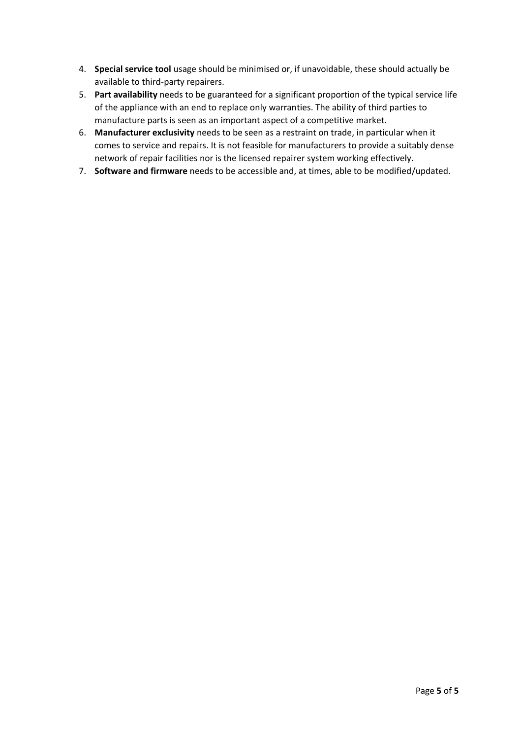4. **Special service tool** usage should be minimised or, if unavoidable, these should actually be available to third-party repairers.
5. **Part availability** needs to be guaranteed for a significant proportion of the typical service life of the appliance with an end to replace only warranties. The ability of third parties to manufacture parts is seen as an important aspect of a competitive market.
6. **Manufacturer exclusivity** needs to be seen as a restraint on trade, in particular when it comes to service and repairs. It is not feasible for manufacturers to provide a suitably dense network of repair facilities nor is the licensed repairer system working effectively.
7. **Software and firmware** needs to be accessible and, at times, able to be modified/updated.